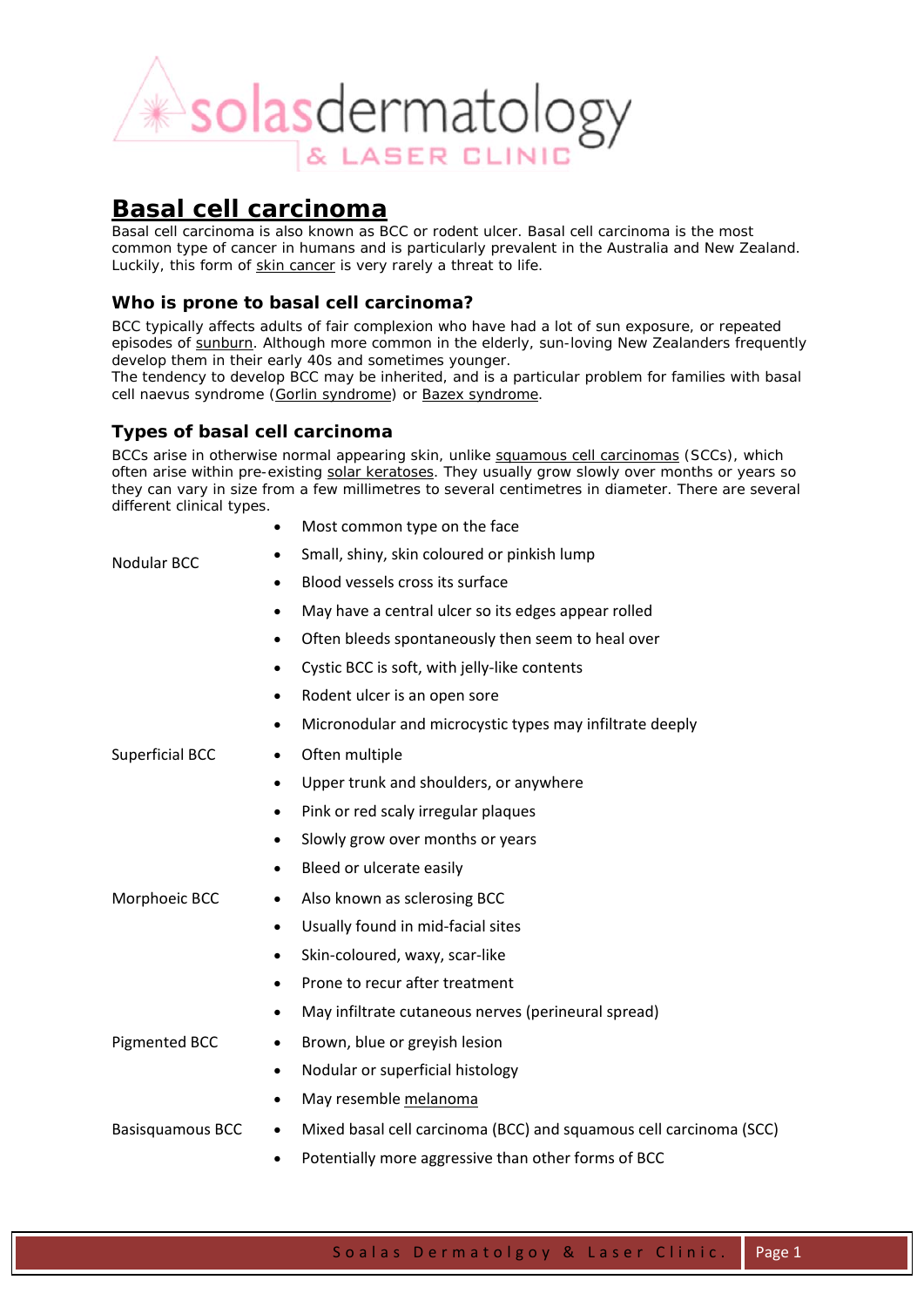# Basal cell carcinoma

Basal cell carcinoma is also known as BCC or rodent ulcer. Basal cell carcinoma is the most common type of cancer in humans and is particularly prevalent in the Australia and New Zealand. Luckily, this form of skin cancer is very rarely a threat to life.

### Who is prone to basal cell carcinoma?

BCC typically affects adults of fair complexion who have had a lot of sun exposure, or repeated episodes of sunburn. Although more common in the elderly, sun-loving New Zealanders frequently develop them in their early 40s and sometimes younger.
The tendency to develop BCC may be inherited, and is a particular problem for families with basal cell naevus syndrome (Gorlin syndrome) or Bazex syndrome.

### Types of basal cell carcinoma

BCCs arise in otherwise normal appearing skin, unlike squamous cell carcinomas (SCCs), which often arise within pre-existing solar keratoses. They usually grow slowly over months or years so they can vary in size from a few millimetres to several centimetres in diameter. There are several different clinical types.

| Type | Features |
|---|---|
| Nodular BCC | • Most common type on the face<br>• Small, shiny, skin coloured or pinkish lump<br>• Blood vessels cross its surface<br>• May have a central ulcer so its edges appear rolled<br>• Often bleeds spontaneously then seem to heal over<br>• Cystic BCC is soft, with jelly-like contents<br>• Rodent ulcer is an open sore<br>• Micronodular and microcystic types may infiltrate deeply |
| Superficial BCC | • Often multiple<br>• Upper trunk and shoulders, or anywhere<br>• Pink or red scaly irregular plaques<br>• Slowly grow over months or years<br>• Bleed or ulcerate easily |
| Morphoeic BCC | • Also known as sclerosing BCC<br>• Usually found in mid-facial sites<br>• Skin-coloured, waxy, scar-like<br>• Prone to recur after treatment<br>• May infiltrate cutaneous nerves (perineural spread) |
| Pigmented BCC | • Brown, blue or greyish lesion<br>• Nodular or superficial histology<br>• May resemble melanoma |
| Basisquamous BCC | • Mixed basal cell carcinoma (BCC) and squamous cell carcinoma (SCC)<br>• Potentially more aggressive than other forms of BCC |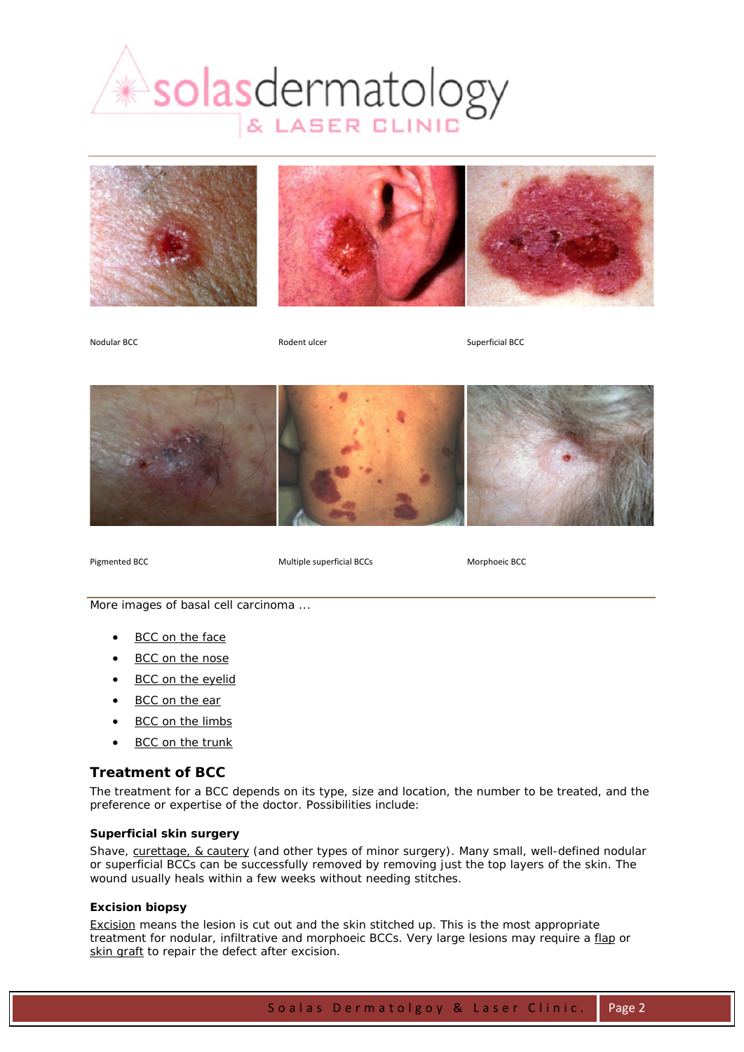Nodular BCC

Rodent ulcer

Superficial BCC

Pigmented BCC

Multiple superficial BCCs

Morphoeic BCC

More images of basal cell carcinoma ...

- BCC on the face
- BCC on the nose
- BCC on the eyelid
- BCC on the ear
- BCC on the limbs
- BCC on the trunk

## Treatment of BCC

The treatment for a BCC depends on its type, size and location, the number to be treated, and the preference or expertise of the doctor. Possibilities include:

### Superficial skin surgery

Shave, curettage, & cautery (and other types of minor surgery). Many small, well-defined nodular or superficial BCCs can be successfully removed by removing just the top layers of the skin. The wound usually heals within a few weeks without needing stitches.

### Excision biopsy

Excision means the lesion is cut out and the skin stitched up. This is the most appropriate treatment for nodular, infiltrative and morphoeic BCCs. Very large lesions may require a flap or skin graft to repair the defect after excision.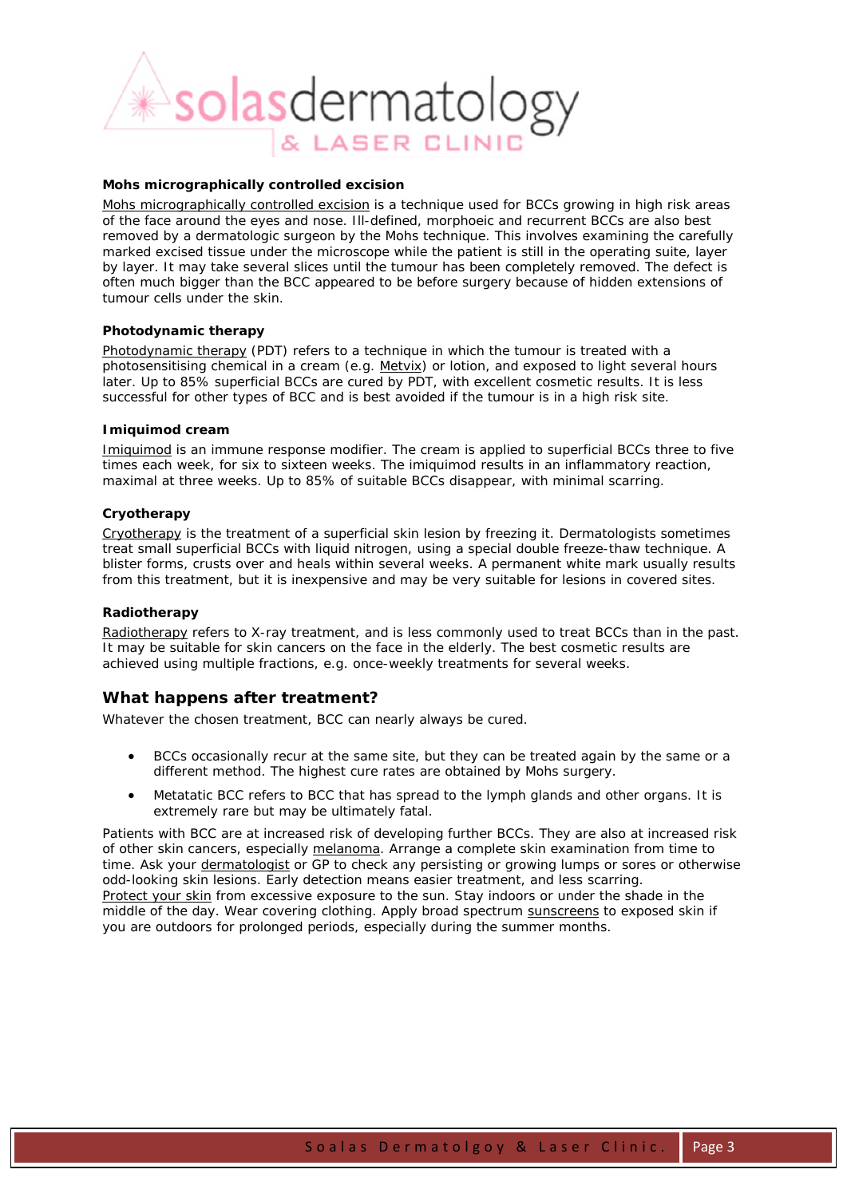**Mohs micrographically controlled excision**

Mohs micrographically controlled excision is a technique used for BCCs growing in high risk areas of the face around the eyes and nose. Ill-defined, morphoeic and recurrent BCCs are also best removed by a dermatologic surgeon by the Mohs technique. This involves examining the carefully marked excised tissue under the microscope while the patient is still in the operating suite, layer by layer. It may take several slices until the tumour has been completely removed. The defect is often much bigger than the BCC appeared to be before surgery because of hidden extensions of tumour cells under the skin.

**Photodynamic therapy**

Photodynamic therapy (PDT) refers to a technique in which the tumour is treated with a photosensitising chemical in a cream (e.g. Metvix) or lotion, and exposed to light several hours later. Up to 85% superficial BCCs are cured by PDT, with excellent cosmetic results. It is less successful for other types of BCC and is best avoided if the tumour is in a high risk site.

**Imiquimod cream**

Imiquimod is an immune response modifier. The cream is applied to superficial BCCs three to five times each week, for six to sixteen weeks. The imiquimod results in an inflammatory reaction, maximal at three weeks. Up to 85% of suitable BCCs disappear, with minimal scarring.

**Cryotherapy**

Cryotherapy is the treatment of a superficial skin lesion by freezing it. Dermatologists sometimes treat small superficial BCCs with liquid nitrogen, using a special double freeze-thaw technique. A blister forms, crusts over and heals within several weeks. A permanent white mark usually results from this treatment, but it is inexpensive and may be very suitable for lesions in covered sites.

**Radiotherapy**

Radiotherapy refers to X-ray treatment, and is less commonly used to treat BCCs than in the past. It may be suitable for skin cancers on the face in the elderly. The best cosmetic results are achieved using multiple fractions, e.g. once-weekly treatments for several weeks.

## What happens after treatment?

Whatever the chosen treatment, BCC can nearly always be cured.

- BCCs occasionally recur at the same site, but they can be treated again by the same or a different method. The highest cure rates are obtained by Mohs surgery.
- Metatatic BCC refers to BCC that has spread to the lymph glands and other organs. It is extremely rare but may be ultimately fatal.

Patients with BCC are at increased risk of developing further BCCs. They are also at increased risk of other skin cancers, especially melanoma. Arrange a complete skin examination from time to time. Ask your dermatologist or GP to check any persisting or growing lumps or sores or otherwise odd-looking skin lesions. Early detection means easier treatment, and less scarring.
Protect your skin from excessive exposure to the sun. Stay indoors or under the shade in the middle of the day. Wear covering clothing. Apply broad spectrum sunscreens to exposed skin if you are outdoors for prolonged periods, especially during the summer months.